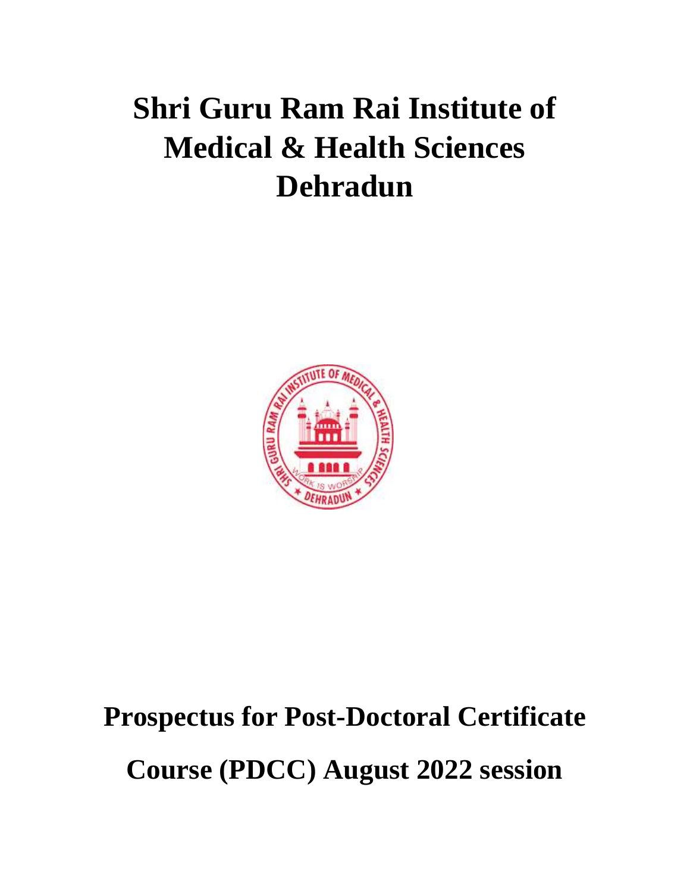# Shri Guru Ram Rai Institute of Medical & Health Sciences Dehradun

## Prospectus for Post-Doctoral Certificate Course (PDCC) August 2022 session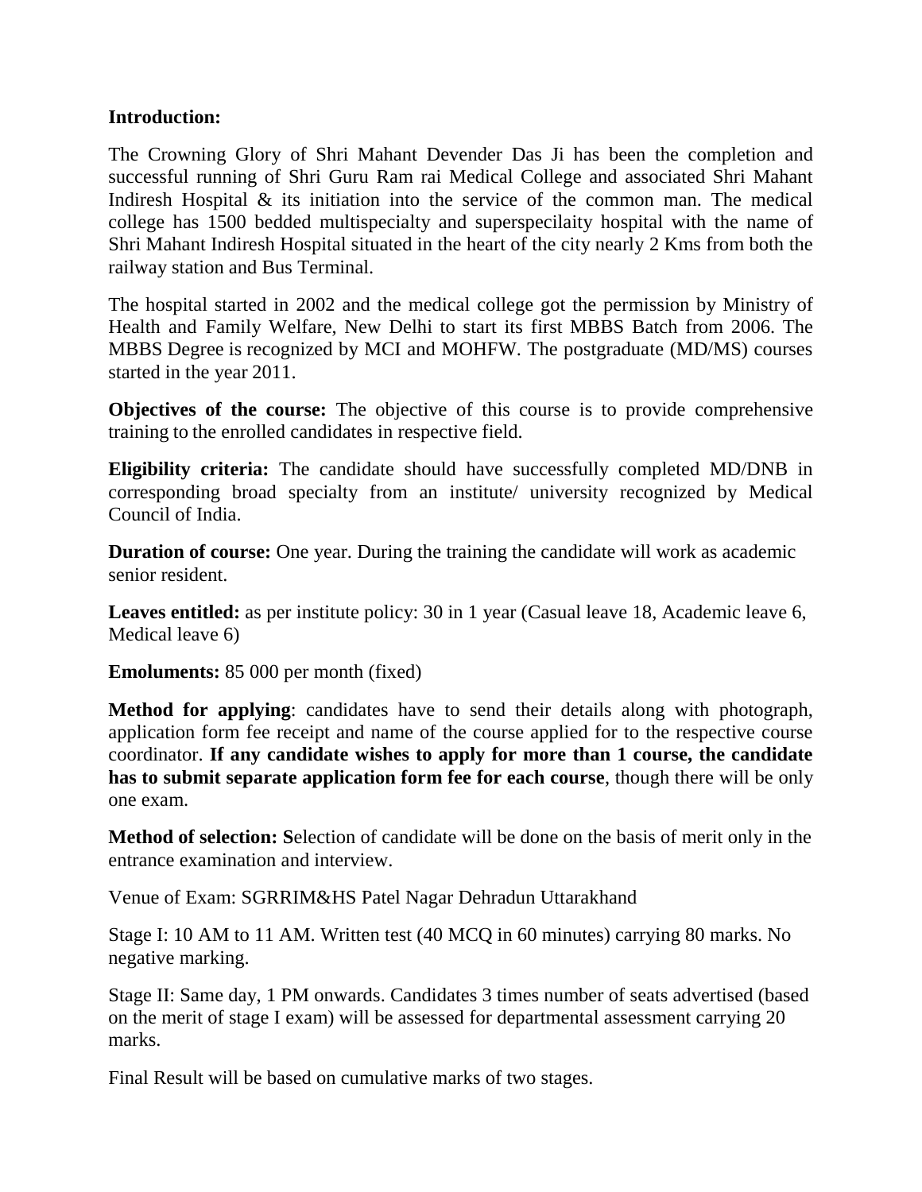**Introduction:**

The Crowning Glory of Shri Mahant Devender Das Ji has been the completion and successful running of Shri Guru Ram rai Medical College and associated Shri Mahant Indiresh Hospital & its initiation into the service of the common man. The medical college has 1500 bedded multispecialty and superspecilaity hospital with the name of Shri Mahant Indiresh Hospital situated in the heart of the city nearly 2 Kms from both the railway station and Bus Terminal.

The hospital started in 2002 and the medical college got the permission by Ministry of Health and Family Welfare, New Delhi to start its first MBBS Batch from 2006. The MBBS Degree is recognized by MCI and MOHFW. The postgraduate (MD/MS) courses started in the year 2011.

**Objectives of the course:** The objective of this course is to provide comprehensive training to the enrolled candidates in respective field.

**Eligibility criteria:** The candidate should have successfully completed MD/DNB in corresponding broad specialty from an institute/ university recognized by Medical Council of India.

**Duration of course:** One year. During the training the candidate will work as academic senior resident.

**Leaves entitled:** as per institute policy: 30 in 1 year (Casual leave 18, Academic leave 6, Medical leave 6)

**Emoluments:** 85 000 per month (fixed)

**Method for applying**: candidates have to send their details along with photograph, application form fee receipt and name of the course applied for to the respective course coordinator. **If any candidate wishes to apply for more than 1 course, the candidate has to submit separate application form fee for each course**, though there will be only one exam.

**Method of selection: S**election of candidate will be done on the basis of merit only in the entrance examination and interview.

Venue of Exam: SGRRIM&HS Patel Nagar Dehradun Uttarakhand

Stage I: 10 AM to 11 AM. Written test (40 MCQ in 60 minutes) carrying 80 marks. No negative marking.

Stage II: Same day, 1 PM onwards. Candidates 3 times number of seats advertised (based on the merit of stage I exam) will be assessed for departmental assessment carrying 20 marks.

Final Result will be based on cumulative marks of two stages.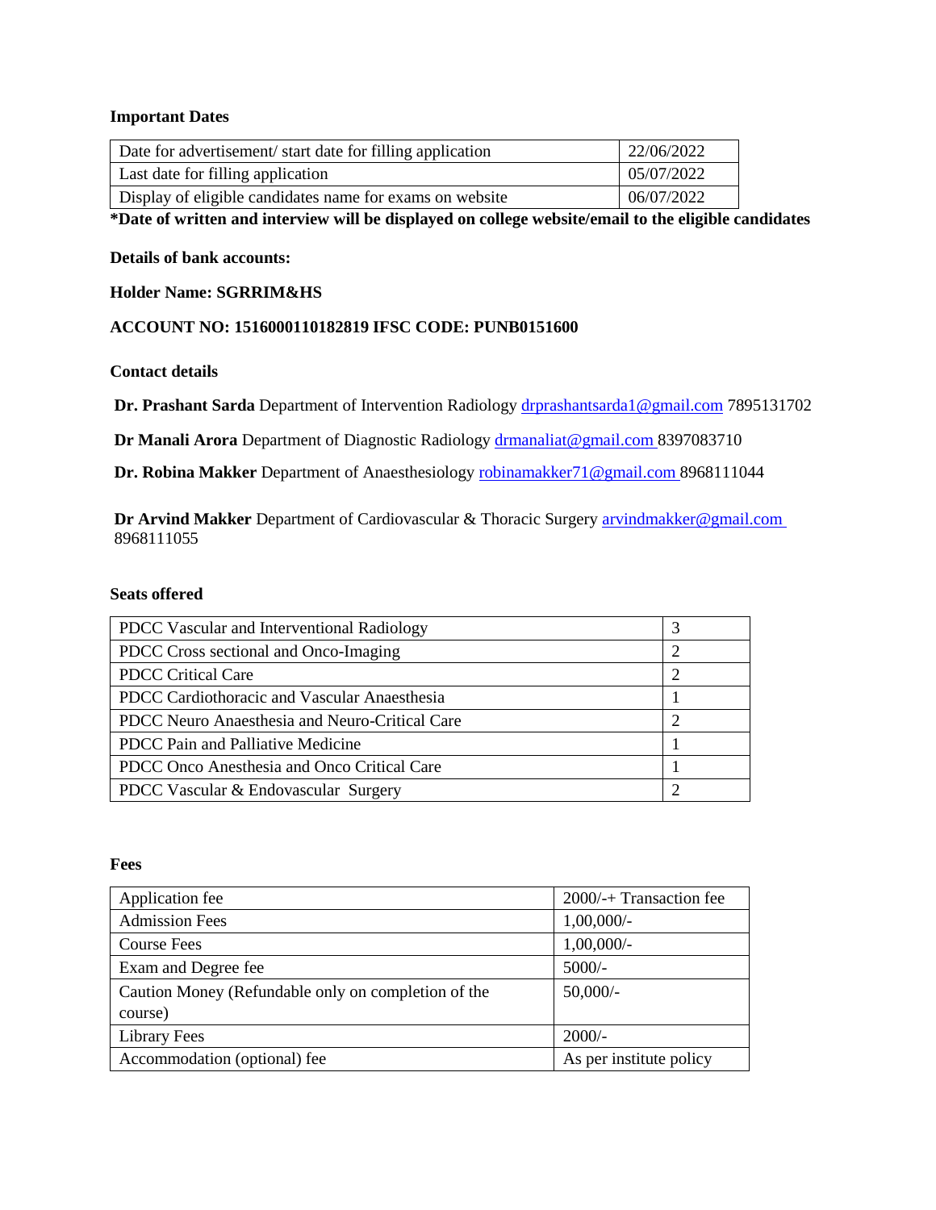**Important Dates**

| Date for advertisement/ start date for filling application | 22/06/2022 |
|---|---|
| Last date for filling application | 05/07/2022 |
| Display of eligible candidates name for exams on website | 06/07/2022 |

**\*Date of written and interview will be displayed on college website/email to the eligible candidates**

**Details of bank accounts:**

**Holder Name: SGRRIM&HS**

**ACCOUNT NO: 1516000110182819 IFSC CODE: PUNB0151600**

**Contact details**

**Dr. Prashant Sarda** Department of Intervention Radiology drprashantsarda1@gmail.com 7895131702

**Dr Manali Arora** Department of Diagnostic Radiology drmanaliat@gmail.com 8397083710

**Dr. Robina Makker** Department of Anaesthesiology robinamakker71@gmail.com 8968111044

**Dr Arvind Makker** Department of Cardiovascular & Thoracic Surgery arvindmakker@gmail.com 8968111055

**Seats offered**

| PDCC Vascular and Interventional Radiology | 3 |
|---|---|
| PDCC Cross sectional and Onco-Imaging | 2 |
| PDCC Critical Care | 2 |
| PDCC Cardiothoracic and Vascular Anaesthesia | 1 |
| PDCC Neuro Anaesthesia and Neuro-Critical Care | 2 |
| PDCC Pain and Palliative Medicine | 1 |
| PDCC Onco Anesthesia and Onco Critical Care | 1 |
| PDCC Vascular & Endovascular Surgery | 2 |

**Fees**

| Application fee | 2000/-+ Transaction fee |
|---|---|
| Admission Fees | 1,00,000/- |
| Course Fees | 1,00,000/- |
| Exam and Degree fee | 5000/- |
| Caution Money (Refundable only on completion of the course) | 50,000/- |
| Library Fees | 2000/- |
| Accommodation (optional) fee | As per institute policy |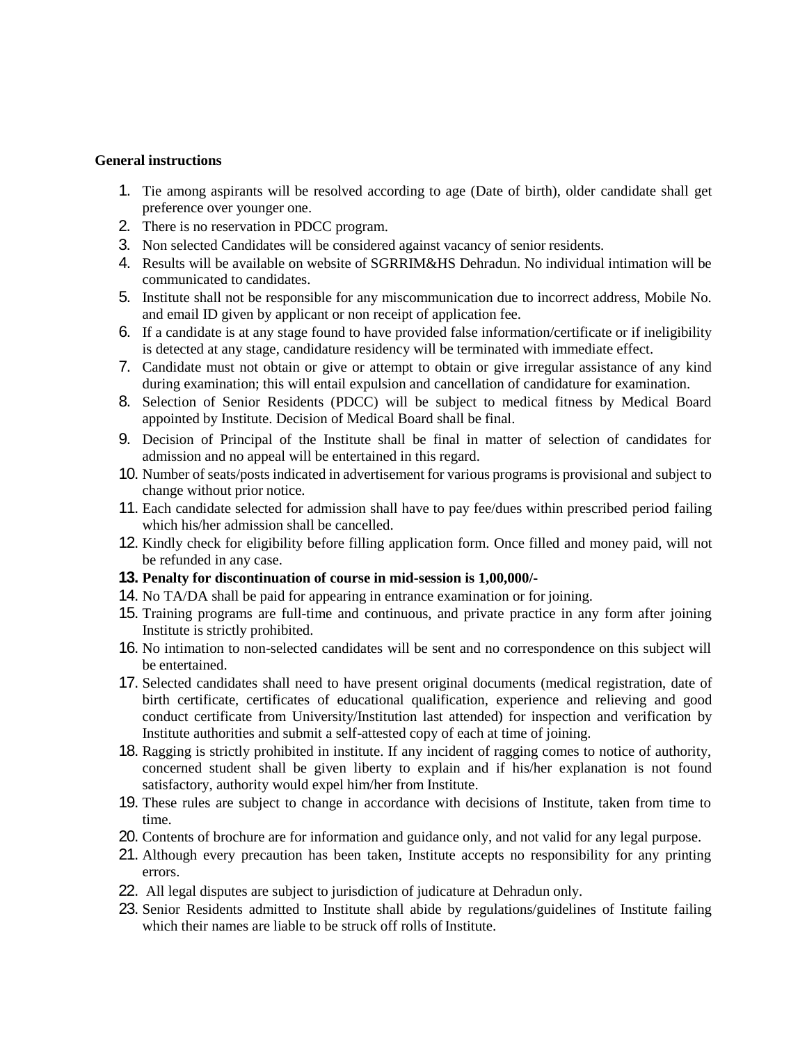**General instructions**

1. Tie among aspirants will be resolved according to age (Date of birth), older candidate shall get preference over younger one.
2. There is no reservation in PDCC program.
3. Non selected Candidates will be considered against vacancy of senior residents.
4. Results will be available on website of SGRRIM&HS Dehradun. No individual intimation will be communicated to candidates.
5. Institute shall not be responsible for any miscommunication due to incorrect address, Mobile No. and email ID given by applicant or non receipt of application fee.
6. If a candidate is at any stage found to have provided false information/certificate or if ineligibility is detected at any stage, candidature residency will be terminated with immediate effect.
7. Candidate must not obtain or give or attempt to obtain or give irregular assistance of any kind during examination; this will entail expulsion and cancellation of candidature for examination.
8. Selection of Senior Residents (PDCC) will be subject to medical fitness by Medical Board appointed by Institute. Decision of Medical Board shall be final.
9. Decision of Principal of the Institute shall be final in matter of selection of candidates for admission and no appeal will be entertained in this regard.
10. Number of seats/posts indicated in advertisement for various programs is provisional and subject to change without prior notice.
11. Each candidate selected for admission shall have to pay fee/dues within prescribed period failing which his/her admission shall be cancelled.
12. Kindly check for eligibility before filling application form. Once filled and money paid, will not be refunded in any case.
13. **Penalty for discontinuation of course in mid-session is 1,00,000/-**
14. No TA/DA shall be paid for appearing in entrance examination or for joining.
15. Training programs are full-time and continuous, and private practice in any form after joining Institute is strictly prohibited.
16. No intimation to non-selected candidates will be sent and no correspondence on this subject will be entertained.
17. Selected candidates shall need to have present original documents (medical registration, date of birth certificate, certificates of educational qualification, experience and relieving and good conduct certificate from University/Institution last attended) for inspection and verification by Institute authorities and submit a self-attested copy of each at time of joining.
18. Ragging is strictly prohibited in institute. If any incident of ragging comes to notice of authority, concerned student shall be given liberty to explain and if his/her explanation is not found satisfactory, authority would expel him/her from Institute.
19. These rules are subject to change in accordance with decisions of Institute, taken from time to time.
20. Contents of brochure are for information and guidance only, and not valid for any legal purpose.
21. Although every precaution has been taken, Institute accepts no responsibility for any printing errors.
22. All legal disputes are subject to jurisdiction of judicature at Dehradun only.
23. Senior Residents admitted to Institute shall abide by regulations/guidelines of Institute failing which their names are liable to be struck off rolls of Institute.